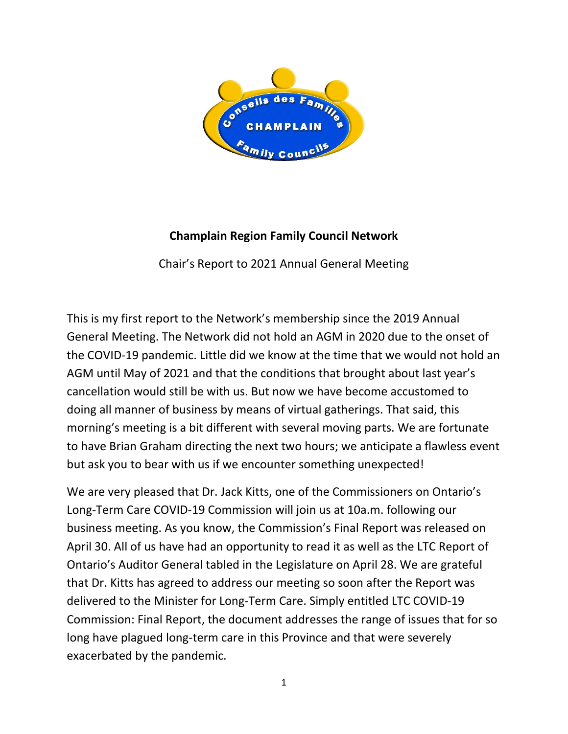**Champlain Region Family Council Network**

Chair's Report to 2021 Annual General Meeting

This is my first report to the Network's membership since the 2019 Annual General Meeting. The Network did not hold an AGM in 2020 due to the onset of the COVID-19 pandemic. Little did we know at the time that we would not hold an AGM until May of 2021 and that the conditions that brought about last year's cancellation would still be with us. But now we have become accustomed to doing all manner of business by means of virtual gatherings. That said, this morning's meeting is a bit different with several moving parts. We are fortunate to have Brian Graham directing the next two hours; we anticipate a flawless event but ask you to bear with us if we encounter something unexpected!

We are very pleased that Dr. Jack Kitts, one of the Commissioners on Ontario's Long-Term Care COVID-19 Commission will join us at 10a.m. following our business meeting. As you know, the Commission's Final Report was released on April 30. All of us have had an opportunity to read it as well as the LTC Report of Ontario's Auditor General tabled in the Legislature on April 28. We are grateful that Dr. Kitts has agreed to address our meeting so soon after the Report was delivered to the Minister for Long-Term Care. Simply entitled LTC COVID-19 Commission: Final Report, the document addresses the range of issues that for so long have plagued long-term care in this Province and that were severely exacerbated by the pandemic.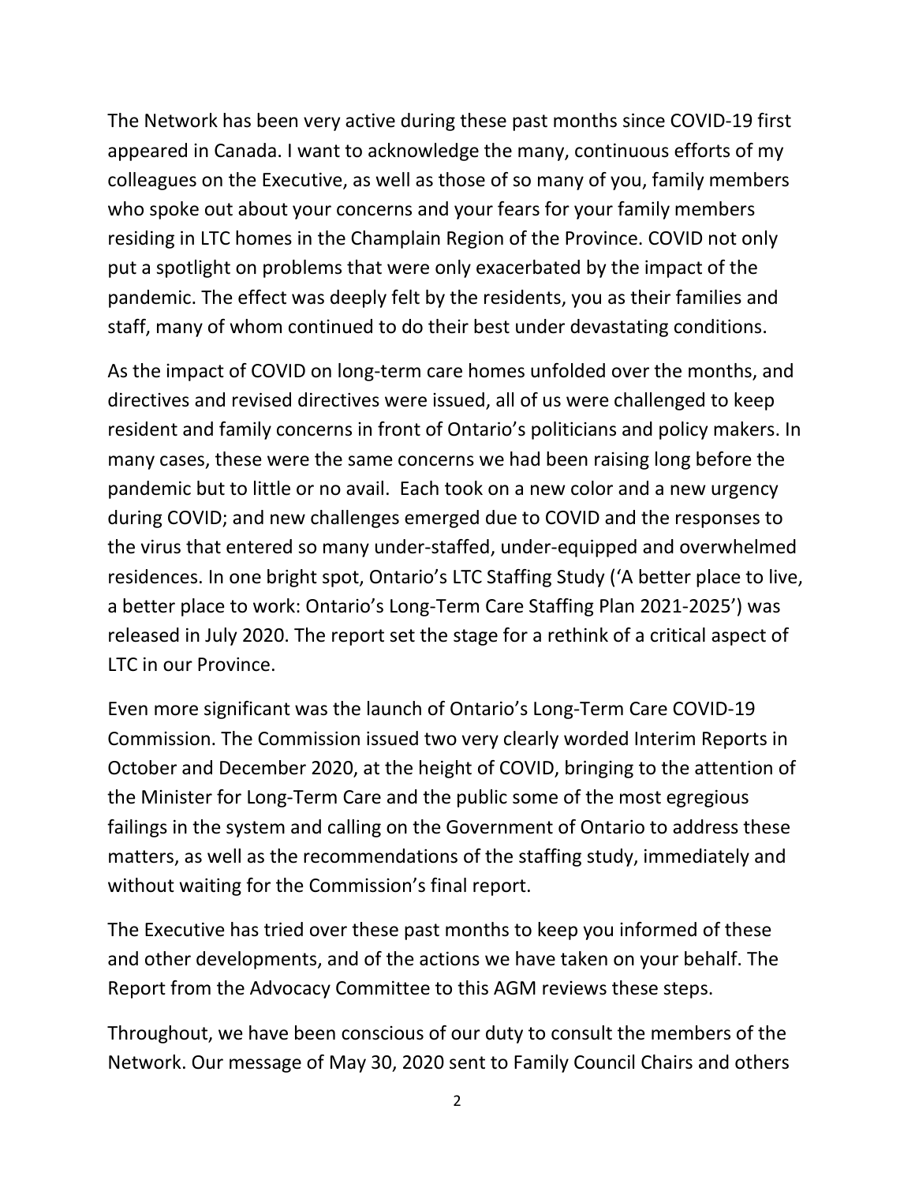The Network has been very active during these past months since COVID-19 first appeared in Canada. I want to acknowledge the many, continuous efforts of my colleagues on the Executive, as well as those of so many of you, family members who spoke out about your concerns and your fears for your family members residing in LTC homes in the Champlain Region of the Province. COVID not only put a spotlight on problems that were only exacerbated by the impact of the pandemic. The effect was deeply felt by the residents, you as their families and staff, many of whom continued to do their best under devastating conditions.

As the impact of COVID on long-term care homes unfolded over the months, and directives and revised directives were issued, all of us were challenged to keep resident and family concerns in front of Ontario's politicians and policy makers. In many cases, these were the same concerns we had been raising long before the pandemic but to little or no avail. Each took on a new color and a new urgency during COVID; and new challenges emerged due to COVID and the responses to the virus that entered so many under-staffed, under-equipped and overwhelmed residences. In one bright spot, Ontario's LTC Staffing Study ('A better place to live, a better place to work: Ontario's Long-Term Care Staffing Plan 2021-2025') was released in July 2020. The report set the stage for a rethink of a critical aspect of LTC in our Province.

Even more significant was the launch of Ontario's Long-Term Care COVID-19 Commission. The Commission issued two very clearly worded Interim Reports in October and December 2020, at the height of COVID, bringing to the attention of the Minister for Long-Term Care and the public some of the most egregious failings in the system and calling on the Government of Ontario to address these matters, as well as the recommendations of the staffing study, immediately and without waiting for the Commission's final report.

The Executive has tried over these past months to keep you informed of these and other developments, and of the actions we have taken on your behalf. The Report from the Advocacy Committee to this AGM reviews these steps.

Throughout, we have been conscious of our duty to consult the members of the Network. Our message of May 30, 2020 sent to Family Council Chairs and others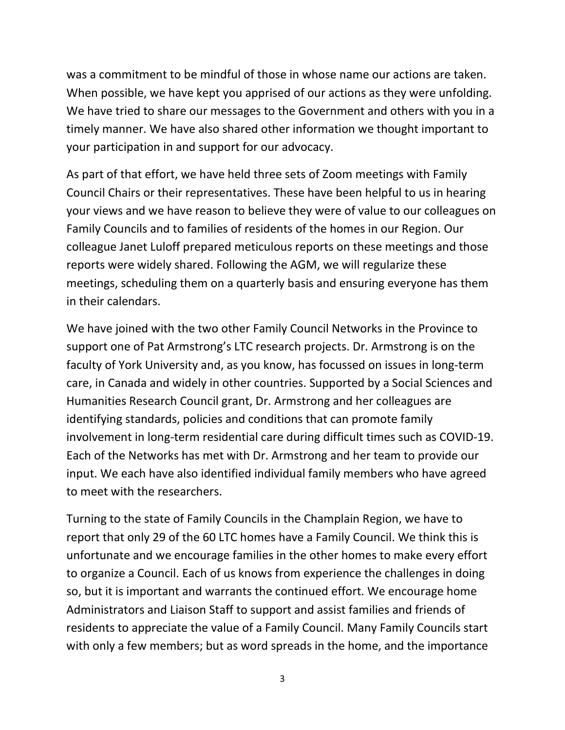was a commitment to be mindful of those in whose name our actions are taken. When possible, we have kept you apprised of our actions as they were unfolding. We have tried to share our messages to the Government and others with you in a timely manner. We have also shared other information we thought important to your participation in and support for our advocacy.

As part of that effort, we have held three sets of Zoom meetings with Family Council Chairs or their representatives. These have been helpful to us in hearing your views and we have reason to believe they were of value to our colleagues on Family Councils and to families of residents of the homes in our Region. Our colleague Janet Luloff prepared meticulous reports on these meetings and those reports were widely shared. Following the AGM, we will regularize these meetings, scheduling them on a quarterly basis and ensuring everyone has them in their calendars.

We have joined with the two other Family Council Networks in the Province to support one of Pat Armstrong's LTC research projects. Dr. Armstrong is on the faculty of York University and, as you know, has focussed on issues in long-term care, in Canada and widely in other countries. Supported by a Social Sciences and Humanities Research Council grant, Dr. Armstrong and her colleagues are identifying standards, policies and conditions that can promote family involvement in long-term residential care during difficult times such as COVID-19. Each of the Networks has met with Dr. Armstrong and her team to provide our input. We each have also identified individual family members who have agreed to meet with the researchers.

Turning to the state of Family Councils in the Champlain Region, we have to report that only 29 of the 60 LTC homes have a Family Council. We think this is unfortunate and we encourage families in the other homes to make every effort to organize a Council. Each of us knows from experience the challenges in doing so, but it is important and warrants the continued effort. We encourage home Administrators and Liaison Staff to support and assist families and friends of residents to appreciate the value of a Family Council. Many Family Councils start with only a few members; but as word spreads in the home, and the importance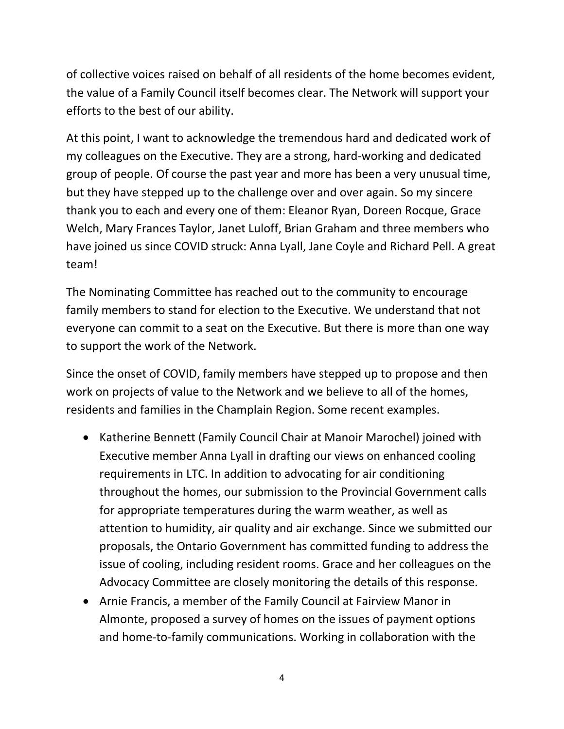of collective voices raised on behalf of all residents of the home becomes evident, the value of a Family Council itself becomes clear. The Network will support your efforts to the best of our ability.

At this point, I want to acknowledge the tremendous hard and dedicated work of my colleagues on the Executive. They are a strong, hard-working and dedicated group of people. Of course the past year and more has been a very unusual time, but they have stepped up to the challenge over and over again. So my sincere thank you to each and every one of them: Eleanor Ryan, Doreen Rocque, Grace Welch, Mary Frances Taylor, Janet Luloff, Brian Graham and three members who have joined us since COVID struck: Anna Lyall, Jane Coyle and Richard Pell. A great team!

The Nominating Committee has reached out to the community to encourage family members to stand for election to the Executive. We understand that not everyone can commit to a seat on the Executive. But there is more than one way to support the work of the Network.

Since the onset of COVID, family members have stepped up to propose and then work on projects of value to the Network and we believe to all of the homes, residents and families in the Champlain Region. Some recent examples.

- Katherine Bennett (Family Council Chair at Manoir Marochel) joined with Executive member Anna Lyall in drafting our views on enhanced cooling requirements in LTC. In addition to advocating for air conditioning throughout the homes, our submission to the Provincial Government calls for appropriate temperatures during the warm weather, as well as attention to humidity, air quality and air exchange. Since we submitted our proposals, the Ontario Government has committed funding to address the issue of cooling, including resident rooms. Grace and her colleagues on the Advocacy Committee are closely monitoring the details of this response.
- Arnie Francis, a member of the Family Council at Fairview Manor in Almonte, proposed a survey of homes on the issues of payment options and home-to-family communications. Working in collaboration with the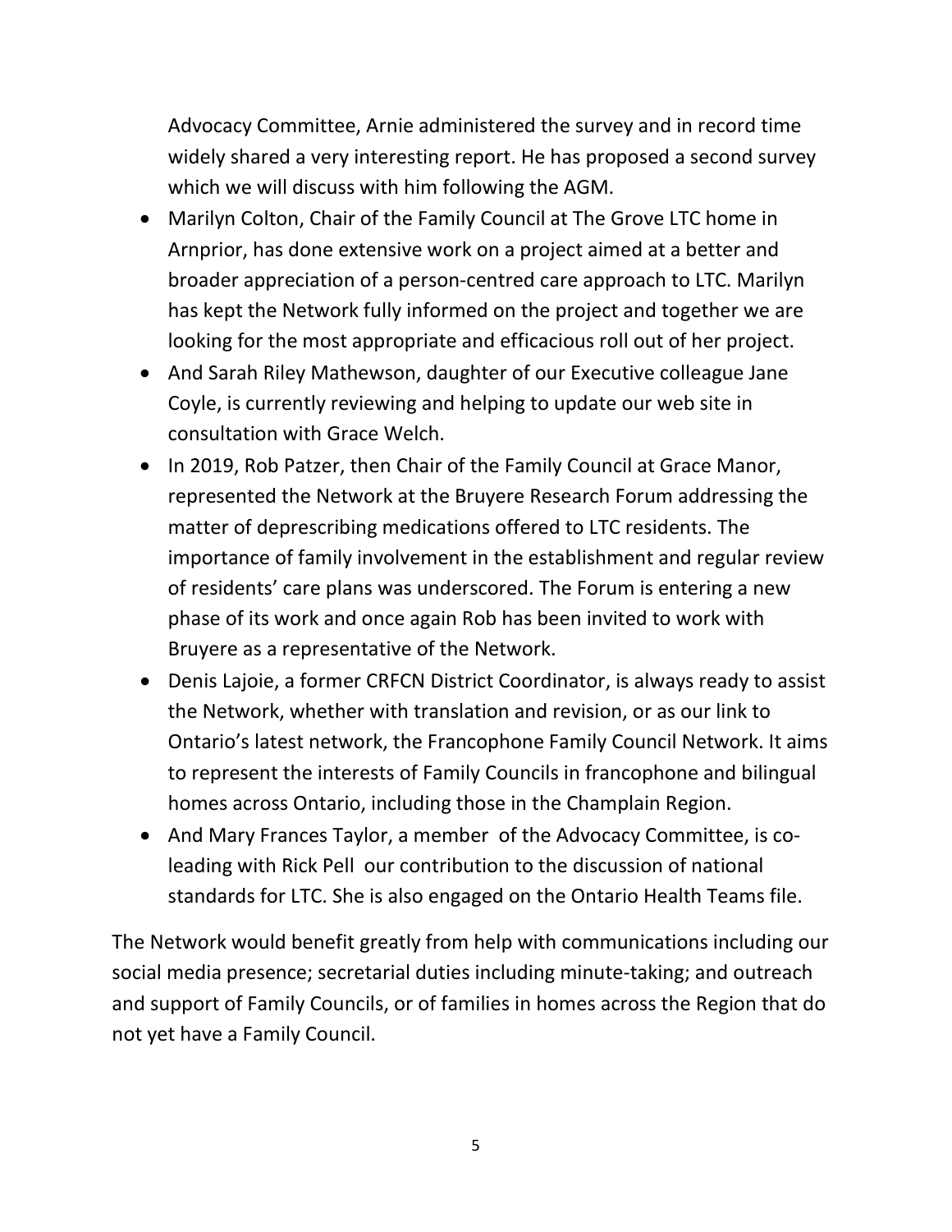Advocacy Committee, Arnie administered the survey and in record time widely shared a very interesting report. He has proposed a second survey which we will discuss with him following the AGM.

- Marilyn Colton, Chair of the Family Council at The Grove LTC home in Arnprior, has done extensive work on a project aimed at a better and broader appreciation of a person-centred care approach to LTC. Marilyn has kept the Network fully informed on the project and together we are looking for the most appropriate and efficacious roll out of her project.
- And Sarah Riley Mathewson, daughter of our Executive colleague Jane Coyle, is currently reviewing and helping to update our web site in consultation with Grace Welch.
- In 2019, Rob Patzer, then Chair of the Family Council at Grace Manor, represented the Network at the Bruyere Research Forum addressing the matter of deprescribing medications offered to LTC residents. The importance of family involvement in the establishment and regular review of residents' care plans was underscored. The Forum is entering a new phase of its work and once again Rob has been invited to work with Bruyere as a representative of the Network.
- Denis Lajoie, a former CRFCN District Coordinator, is always ready to assist the Network, whether with translation and revision, or as our link to Ontario's latest network, the Francophone Family Council Network. It aims to represent the interests of Family Councils in francophone and bilingual homes across Ontario, including those in the Champlain Region.
- And Mary Frances Taylor, a member of the Advocacy Committee, is co-leading with Rick Pell our contribution to the discussion of national standards for LTC. She is also engaged on the Ontario Health Teams file.

The Network would benefit greatly from help with communications including our social media presence; secretarial duties including minute-taking; and outreach and support of Family Councils, or of families in homes across the Region that do not yet have a Family Council.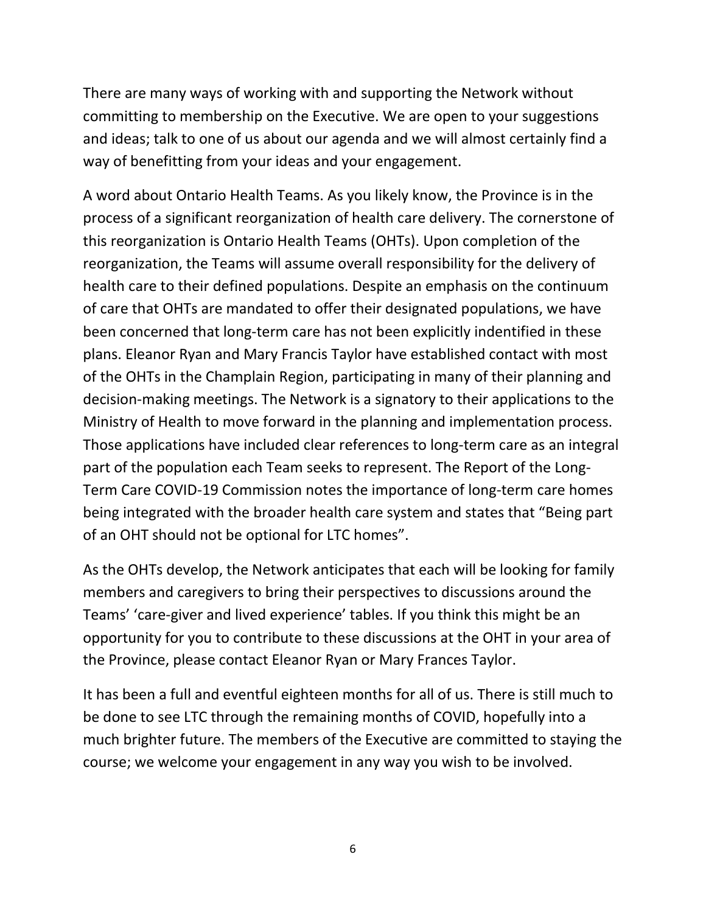There are many ways of working with and supporting the Network without committing to membership on the Executive. We are open to your suggestions and ideas; talk to one of us about our agenda and we will almost certainly find a way of benefitting from your ideas and your engagement.

A word about Ontario Health Teams. As you likely know, the Province is in the process of a significant reorganization of health care delivery. The cornerstone of this reorganization is Ontario Health Teams (OHTs). Upon completion of the reorganization, the Teams will assume overall responsibility for the delivery of health care to their defined populations. Despite an emphasis on the continuum of care that OHTs are mandated to offer their designated populations, we have been concerned that long-term care has not been explicitly indentified in these plans. Eleanor Ryan and Mary Francis Taylor have established contact with most of the OHTs in the Champlain Region, participating in many of their planning and decision-making meetings. The Network is a signatory to their applications to the Ministry of Health to move forward in the planning and implementation process. Those applications have included clear references to long-term care as an integral part of the population each Team seeks to represent. The Report of the Long-Term Care COVID-19 Commission notes the importance of long-term care homes being integrated with the broader health care system and states that "Being part of an OHT should not be optional for LTC homes".

As the OHTs develop, the Network anticipates that each will be looking for family members and caregivers to bring their perspectives to discussions around the Teams' 'care-giver and lived experience' tables. If you think this might be an opportunity for you to contribute to these discussions at the OHT in your area of the Province, please contact Eleanor Ryan or Mary Frances Taylor.

It has been a full and eventful eighteen months for all of us. There is still much to be done to see LTC through the remaining months of COVID, hopefully into a much brighter future. The members of the Executive are committed to staying the course; we welcome your engagement in any way you wish to be involved.